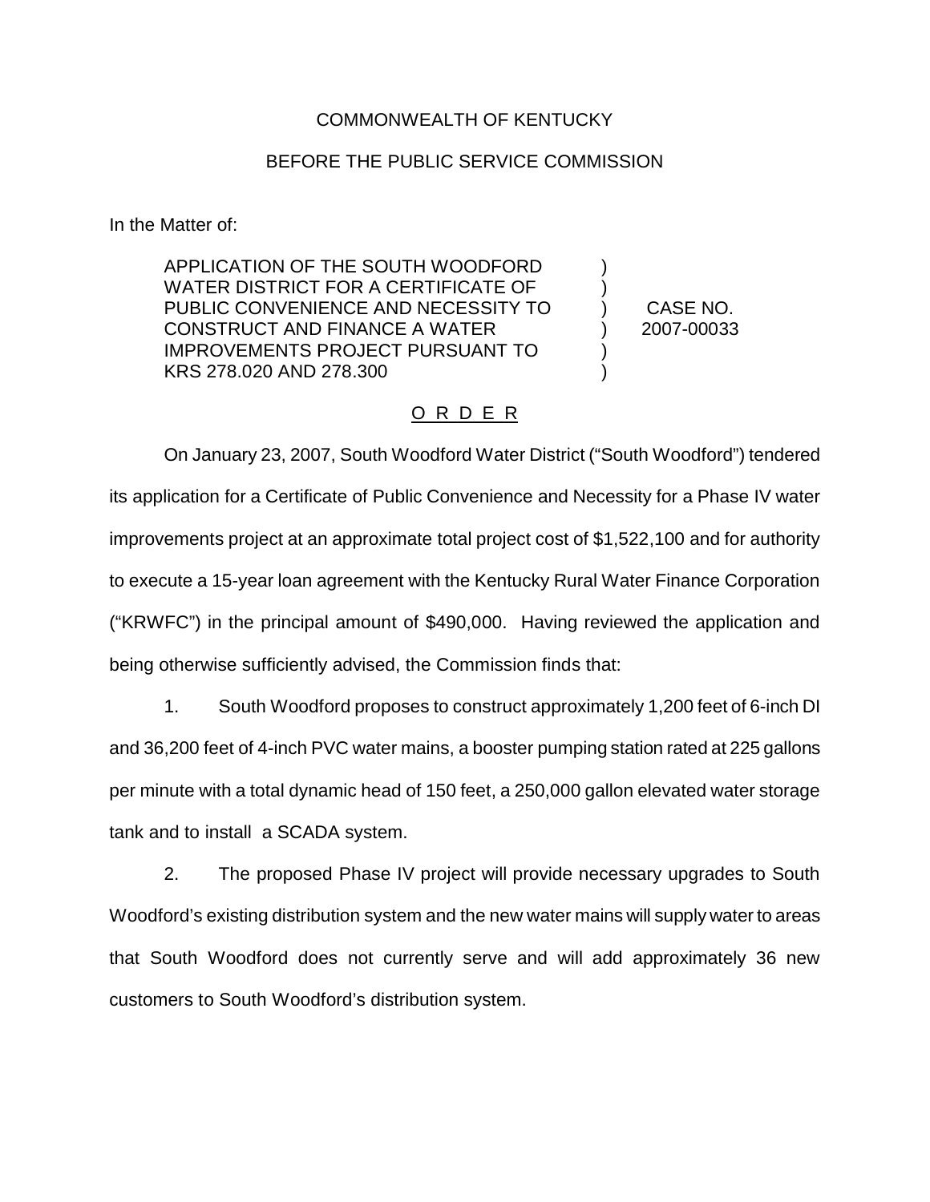COMMONWEALTH OF KENTUCKY

BEFORE THE PUBLIC SERVICE COMMISSION

In the Matter of:

| | | |
|---|---|---|
| APPLICATION OF THE SOUTH WOODFORD WATER DISTRICT FOR A CERTIFICATE OF PUBLIC CONVENIENCE AND NECESSITY TO CONSTRUCT AND FINANCE A WATER IMPROVEMENTS PROJECT PURSUANT TO KRS 278.020 AND 278.300 | ) | CASE NO. 2007-00033 |

## O R D E R

On January 23, 2007, South Woodford Water District ("South Woodford") tendered its application for a Certificate of Public Convenience and Necessity for a Phase IV water improvements project at an approximate total project cost of $1,522,100 and for authority to execute a 15-year loan agreement with the Kentucky Rural Water Finance Corporation ("KRWFC") in the principal amount of $490,000. Having reviewed the application and being otherwise sufficiently advised, the Commission finds that:

1. South Woodford proposes to construct approximately 1,200 feet of 6-inch DI and 36,200 feet of 4-inch PVC water mains, a booster pumping station rated at 225 gallons per minute with a total dynamic head of 150 feet, a 250,000 gallon elevated water storage tank and to install a SCADA system.

2. The proposed Phase IV project will provide necessary upgrades to South Woodford's existing distribution system and the new water mains will supply water to areas that South Woodford does not currently serve and will add approximately 36 new customers to South Woodford's distribution system.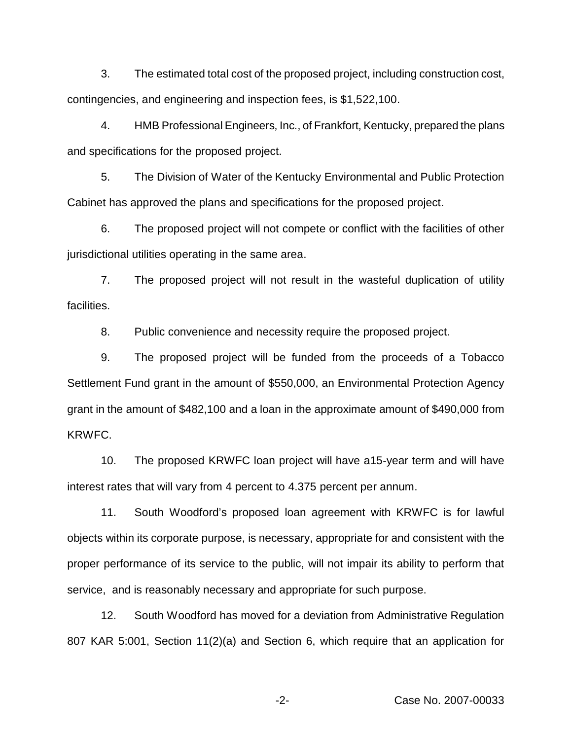3. The estimated total cost of the proposed project, including construction cost, contingencies, and engineering and inspection fees, is $1,522,100.

4. HMB Professional Engineers, Inc., of Frankfort, Kentucky, prepared the plans and specifications for the proposed project.

5. The Division of Water of the Kentucky Environmental and Public Protection Cabinet has approved the plans and specifications for the proposed project.

6. The proposed project will not compete or conflict with the facilities of other jurisdictional utilities operating in the same area.

7. The proposed project will not result in the wasteful duplication of utility facilities.

8. Public convenience and necessity require the proposed project.

9. The proposed project will be funded from the proceeds of a Tobacco Settlement Fund grant in the amount of $550,000, an Environmental Protection Agency grant in the amount of $482,100 and a loan in the approximate amount of $490,000 from KRWFC.

10. The proposed KRWFC loan project will have a15-year term and will have interest rates that will vary from 4 percent to 4.375 percent per annum.

11. South Woodford's proposed loan agreement with KRWFC is for lawful objects within its corporate purpose, is necessary, appropriate for and consistent with the proper performance of its service to the public, will not impair its ability to perform that service, and is reasonably necessary and appropriate for such purpose.

12. South Woodford has moved for a deviation from Administrative Regulation 807 KAR 5:001, Section 11(2)(a) and Section 6, which require that an application for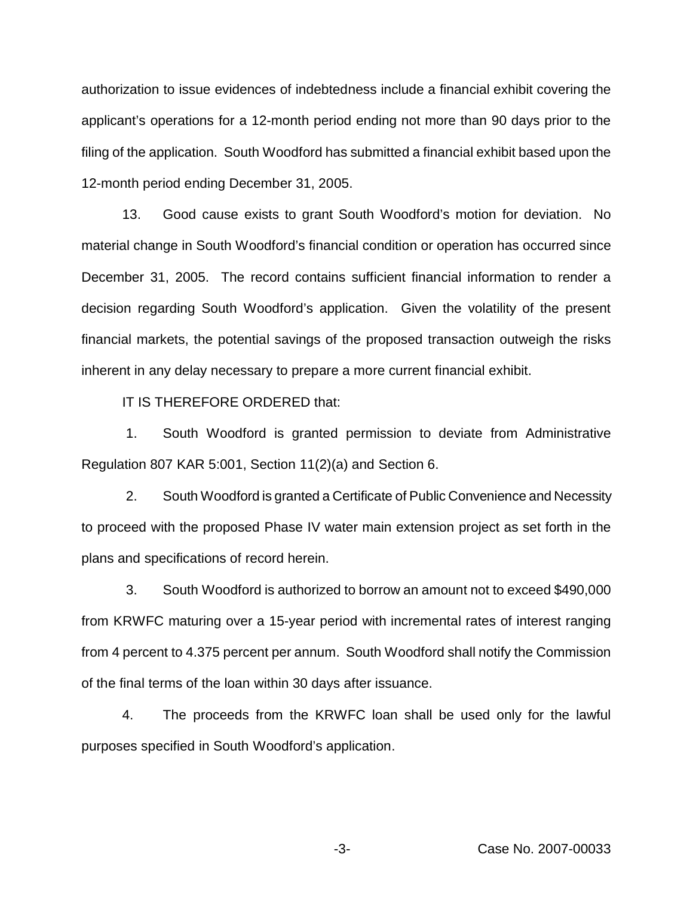authorization to issue evidences of indebtedness include a financial exhibit covering the applicant's operations for a 12-month period ending not more than 90 days prior to the filing of the application. South Woodford has submitted a financial exhibit based upon the 12-month period ending December 31, 2005.

13. Good cause exists to grant South Woodford's motion for deviation. No material change in South Woodford's financial condition or operation has occurred since December 31, 2005. The record contains sufficient financial information to render a decision regarding South Woodford's application. Given the volatility of the present financial markets, the potential savings of the proposed transaction outweigh the risks inherent in any delay necessary to prepare a more current financial exhibit.

IT IS THEREFORE ORDERED that:

1. South Woodford is granted permission to deviate from Administrative Regulation 807 KAR 5:001, Section 11(2)(a) and Section 6.

2. South Woodford is granted a Certificate of Public Convenience and Necessity to proceed with the proposed Phase IV water main extension project as set forth in the plans and specifications of record herein.

3. South Woodford is authorized to borrow an amount not to exceed $490,000 from KRWFC maturing over a 15-year period with incremental rates of interest ranging from 4 percent to 4.375 percent per annum. South Woodford shall notify the Commission of the final terms of the loan within 30 days after issuance.

4. The proceeds from the KRWFC loan shall be used only for the lawful purposes specified in South Woodford's application.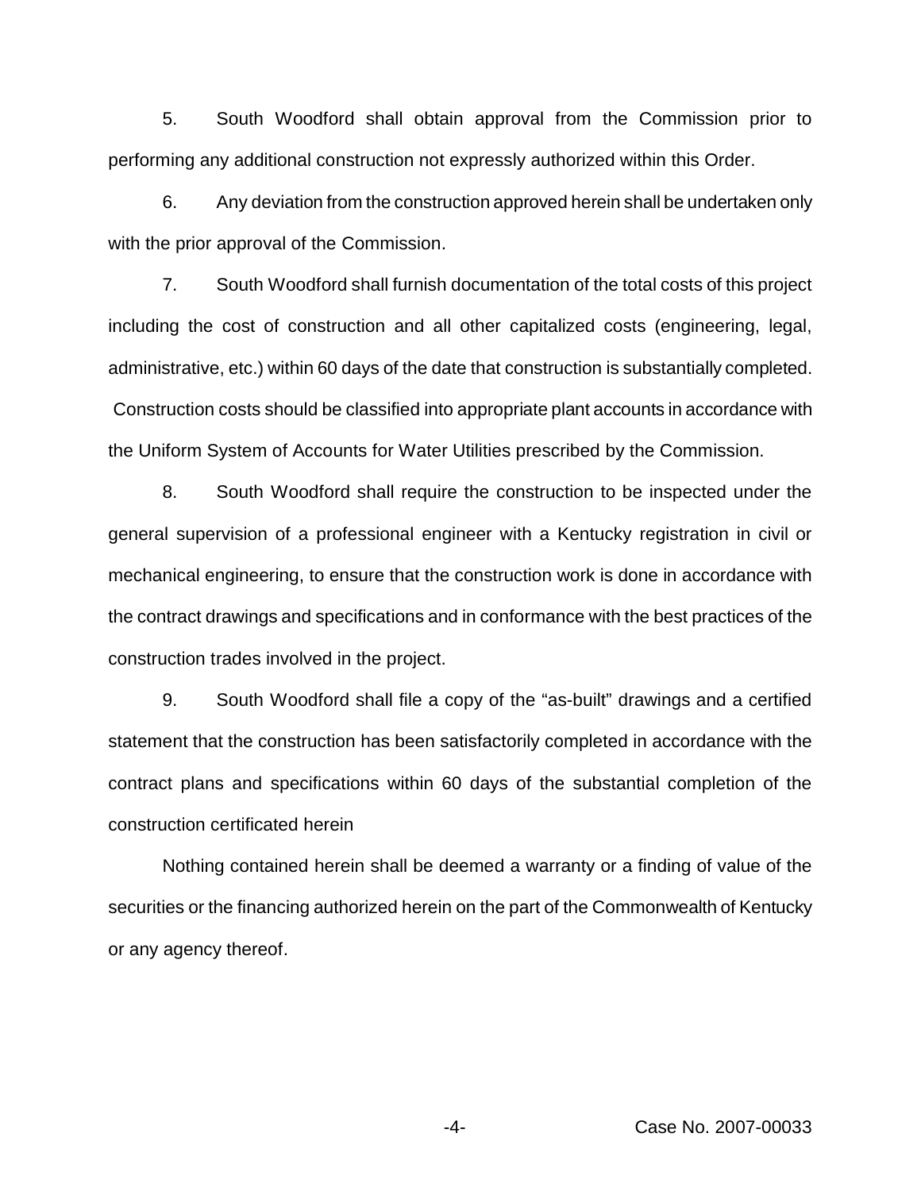5. South Woodford shall obtain approval from the Commission prior to performing any additional construction not expressly authorized within this Order.

6. Any deviation from the construction approved herein shall be undertaken only with the prior approval of the Commission.

7. South Woodford shall furnish documentation of the total costs of this project including the cost of construction and all other capitalized costs (engineering, legal, administrative, etc.) within 60 days of the date that construction is substantially completed. Construction costs should be classified into appropriate plant accounts in accordance with the Uniform System of Accounts for Water Utilities prescribed by the Commission.

8. South Woodford shall require the construction to be inspected under the general supervision of a professional engineer with a Kentucky registration in civil or mechanical engineering, to ensure that the construction work is done in accordance with the contract drawings and specifications and in conformance with the best practices of the construction trades involved in the project.

9. South Woodford shall file a copy of the "as-built" drawings and a certified statement that the construction has been satisfactorily completed in accordance with the contract plans and specifications within 60 days of the substantial completion of the construction certificated herein

Nothing contained herein shall be deemed a warranty or a finding of value of the securities or the financing authorized herein on the part of the Commonwealth of Kentucky or any agency thereof.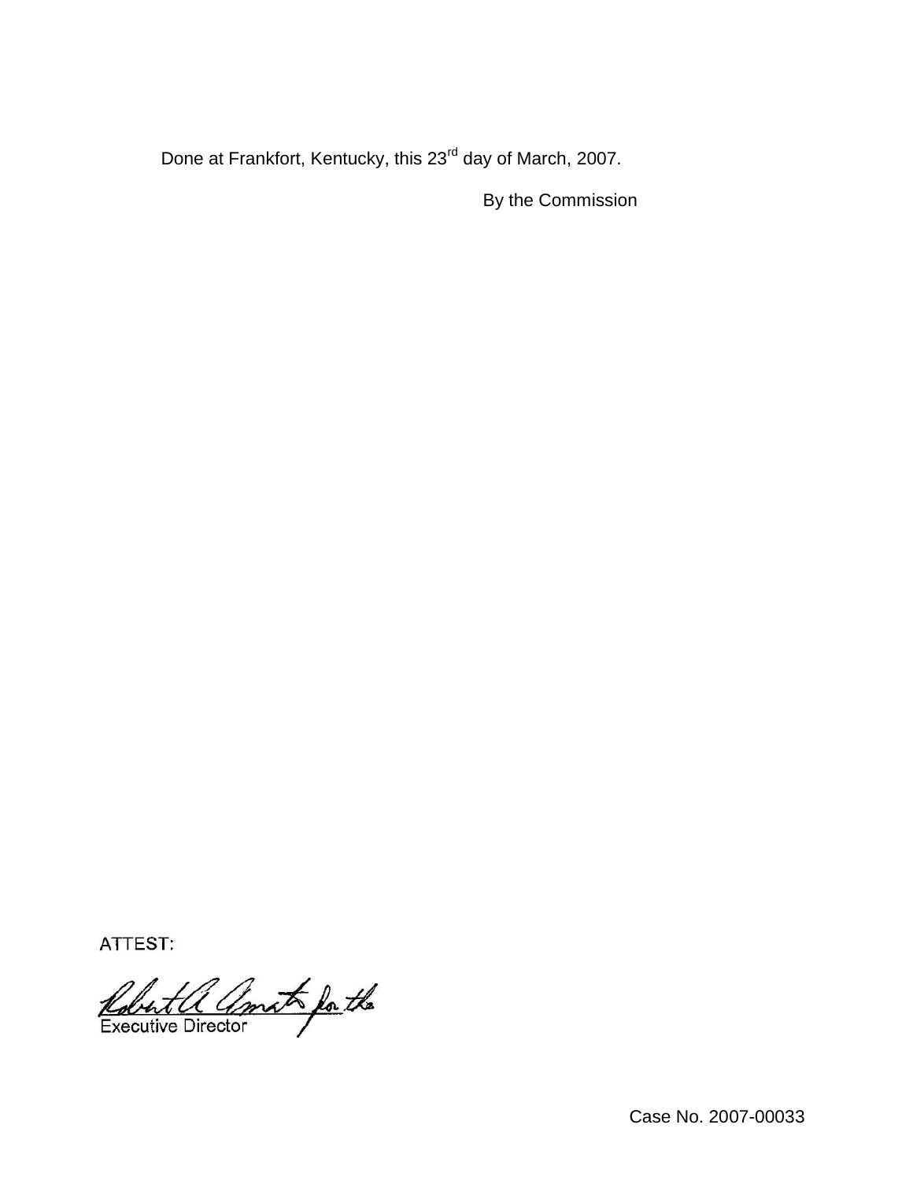Done at Frankfort, Kentucky, this 23rd day of March, 2007.

By the Commission

ATTEST:

Executive Director

Case No. 2007-00033